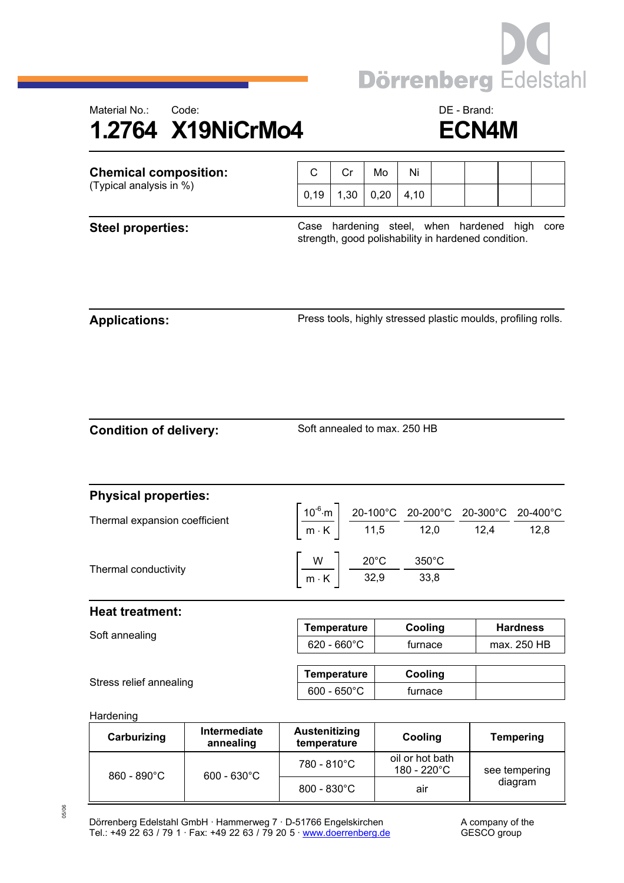Dörrenberg Edelstahl

Material No.: 1.2764

Code: X19NiCrMo4

DE - Brand: ECN4M

# 1.2764 X19NiCrMo4 — ECN4M

## Chemical composition:

(Typical analysis in %)

| C | Cr | Mo | Ni |
|---|---|---|---|
| 0,19 | 1,30 | 0,20 | 4,10 |

## Steel properties:

Case hardening steel, when hardened high core strength, good polishability in hardened condition.

## Applications:

Press tools, highly stressed plastic moulds, profiling rolls.

## Condition of delivery:

Soft annealed to max. 250 HB

## Physical properties:

Thermal expansion coefficient

| $\left[\frac{10^{-6} \cdot m}{m \cdot K}\right]$ | 20-100°C | 20-200°C | 20-300°C | 20-400°C |
|---|---|---|---|---|
| | 11,5 | 12,0 | 12,4 | 12,8 |

Thermal conductivity

| $\left[\frac{W}{m \cdot K}\right]$ | 20°C | 350°C |
|---|---|---|
| | 32,9 | 33,8 |

## Heat treatment:

Soft annealing

| Temperature | Cooling | Hardness |
|---|---|---|
| 620 - 660°C | furnace | max. 250 HB |

Stress relief annealing

| Temperature | Cooling |
|---|---|
| 600 - 650°C | furnace |

Hardening

| Carburizing | Intermediate annealing | Austenitizing temperature | Cooling | Tempering |
|---|---|---|---|---|
| 860 - 890°C | 600 - 630°C | 780 - 810°C | oil or hot bath 180 - 220°C | see tempering diagram |
| | | 800 - 830°C | air | |

Dörrenberg Edelstahl GmbH · Hammerweg 7 · D-51766 Engelskirchen
Tel.: +49 22 63 / 79 1 · Fax: +49 22 63 / 79 20 5 · www.doerrenberg.de

A company of the GESCO group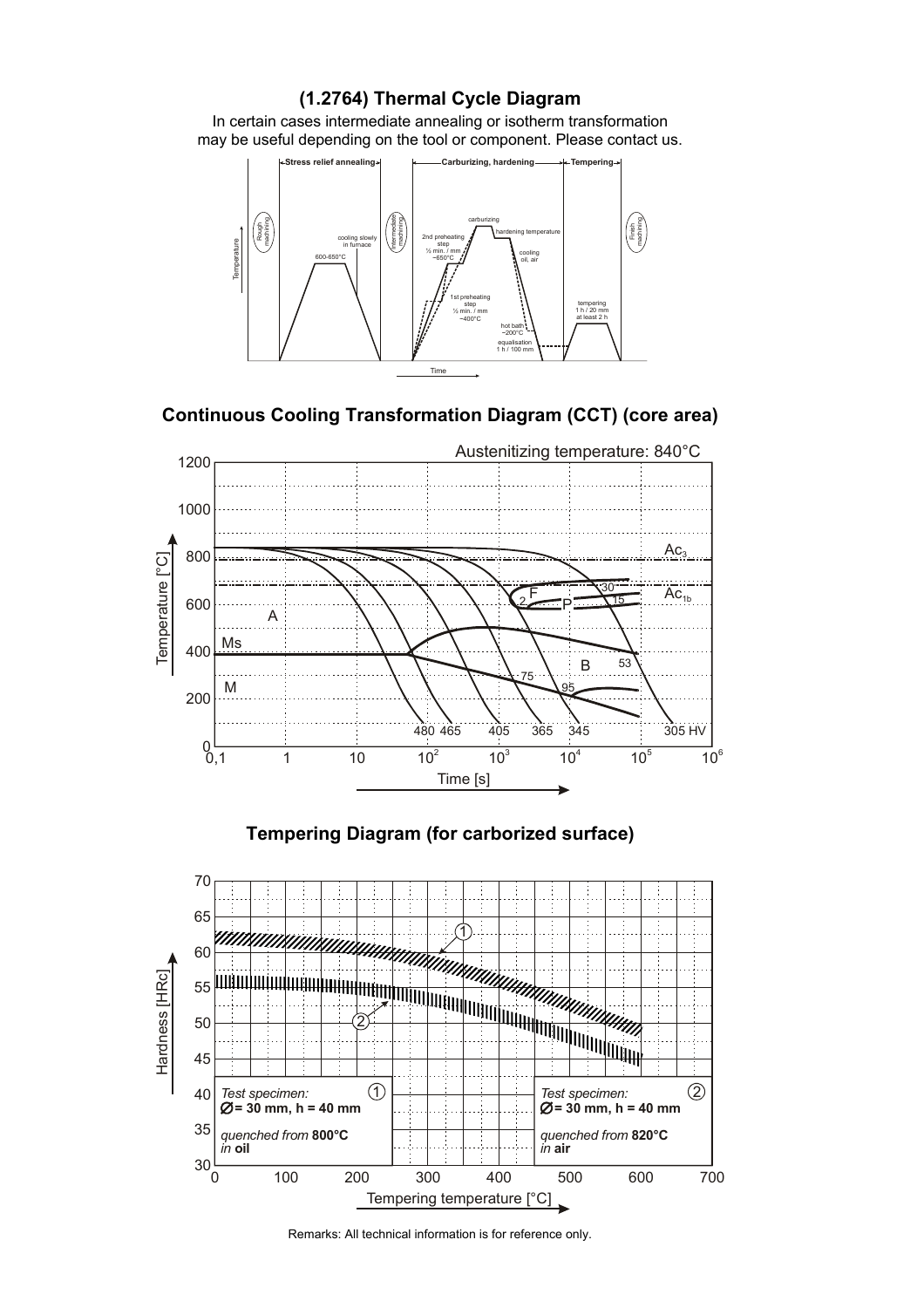## (1.2764) Thermal Cycle Diagram

In certain cases intermediate annealing or isotherm transformation may be useful depending on the tool or component. Please contact us.

Stress relief annealing
Carburizing, hardening
Tempering
Rough machining
Intermediate machining
Finish machining
Temperature
Time
600-650°C
cooling slowly in furnace
carburizing
hardening temperature
2nd preheating step ½ min. / mm ~650°C
1st preheating step ½ min. / mm ~400°C
cooling oil, air
hot bath ~200°C
equalisation 1 h / 100 mm
tempering 1 h / 20 mm at least 2 h

## Continuous Cooling Transformation Diagram (CCT) (core area)

Austenitizing temperature: 840°C

Temperature [°C]
Time [s]
0,1
1
10
$10^2$
$10^3$
$10^4$
$10^5$
$10^6$
0
200
400
600
800
1000
1200
$Ac_3$
$Ac_{1b}$
Ms
A
M
F
P
B
2
30
15
75
95
53
480 465
405
365
345
305 HV

## Tempering Diagram (for carborized surface)

Hardness [HRc]
Tempering temperature [°C]
0
100
200
300
400
500
600
700
30
35
40
45
50
55
60
65
70
1
2

*Test specimen:* ①
**∅= 30 mm, h = 40 mm**
*quenched from* **800°C**
*in* **oil**

*Test specimen:* ②
**∅= 30 mm, h = 40 mm**
*quenched from* **820°C**
*in* **air**

Remarks: All technical information is for reference only.